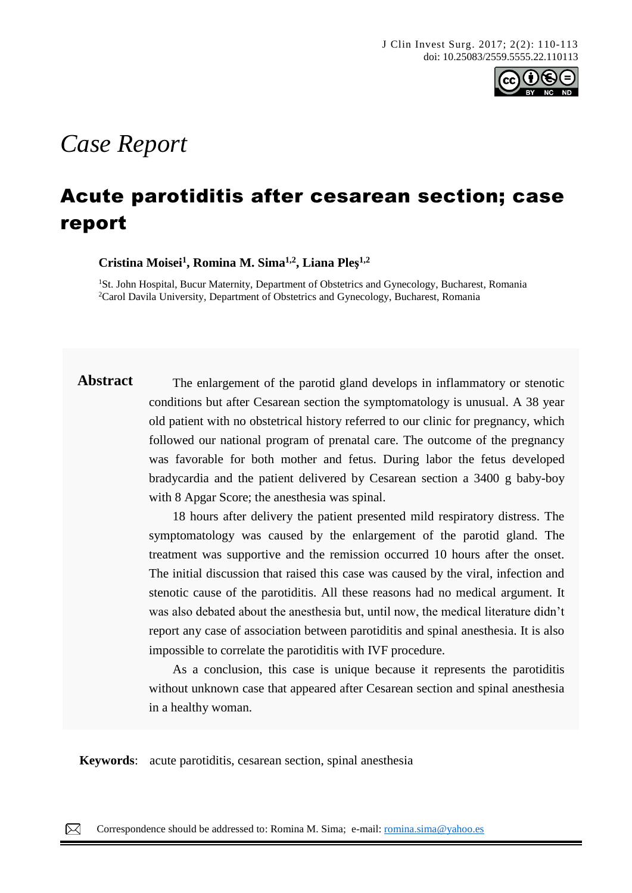*Case Report*

# Acute parotiditis after cesarean section; case report

**Cristina Moisei[1], Romina M. Sima[1,2], Liana Pleş[1,2]**

[1]St. John Hospital, Bucur Maternity, Department of Obstetrics and Gynecology, Bucharest, Romania
[2]Carol Davila University, Department of Obstetrics and Gynecology, Bucharest, Romania

**Abstract** The enlargement of the parotid gland develops in inflammatory or stenotic conditions but after Cesarean section the symptomatology is unusual. A 38 year old patient with no obstetrical history referred to our clinic for pregnancy, which followed our national program of prenatal care. The outcome of the pregnancy was favorable for both mother and fetus. During labor the fetus developed bradycardia and the patient delivered by Cesarean section a 3400 g baby-boy with 8 Apgar Score; the anesthesia was spinal.

18 hours after delivery the patient presented mild respiratory distress. The symptomatology was caused by the enlargement of the parotid gland. The treatment was supportive and the remission occurred 10 hours after the onset. The initial discussion that raised this case was caused by the viral, infection and stenotic cause of the parotiditis. All these reasons had no medical argument. It was also debated about the anesthesia but, until now, the medical literature didn't report any case of association between parotiditis and spinal anesthesia. It is also impossible to correlate the parotiditis with IVF procedure.

As a conclusion, this case is unique because it represents the parotiditis without unknown case that appeared after Cesarean section and spinal anesthesia in a healthy woman.

**Keywords**: acute parotiditis, cesarean section, spinal anesthesia

Correspondence should be addressed to: Romina M. Sima; e-mail: romina.sima@yahoo.es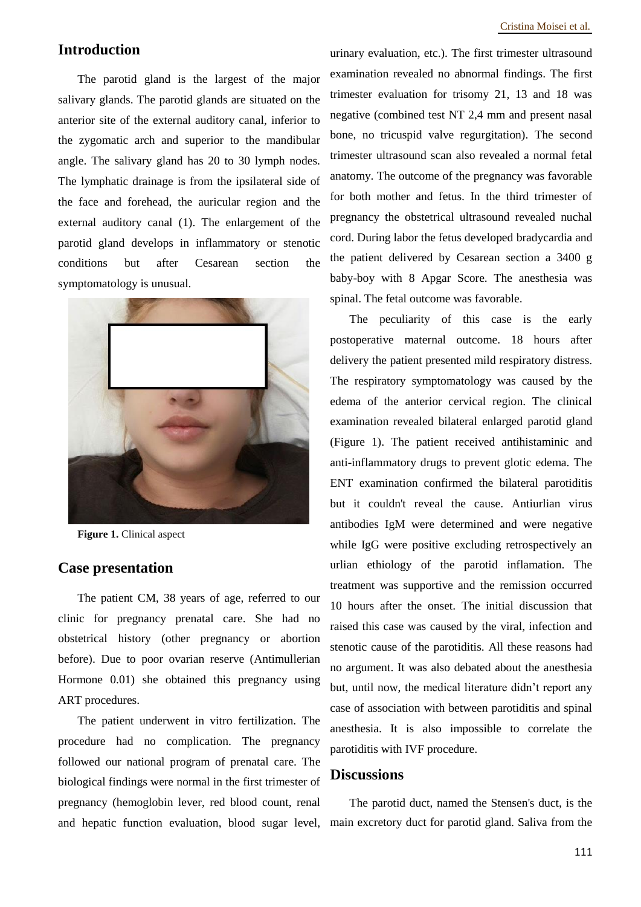## Introduction

The parotid gland is the largest of the major salivary glands. The parotid glands are situated on the anterior site of the external auditory canal, inferior to the zygomatic arch and superior to the mandibular angle. The salivary gland has 20 to 30 lymph nodes. The lymphatic drainage is from the ipsilateral side of the face and forehead, the auricular region and the external auditory canal (1). The enlargement of the parotid gland develops in inflammatory or stenotic conditions but after Cesarean section the symptomatology is unusual.

**Figure 1.** Clinical aspect

## Case presentation

The patient CM, 38 years of age, referred to our clinic for pregnancy prenatal care. She had no obstetrical history (other pregnancy or abortion before). Due to poor ovarian reserve (Antimullerian Hormone 0.01) she obtained this pregnancy using ART procedures.

The patient underwent in vitro fertilization. The procedure had no complication. The pregnancy followed our national program of prenatal care. The biological findings were normal in the first trimester of pregnancy (hemoglobin lever, red blood count, renal and hepatic function evaluation, blood sugar level, urinary evaluation, etc.). The first trimester ultrasound examination revealed no abnormal findings. The first trimester evaluation for trisomy 21, 13 and 18 was negative (combined test NT 2,4 mm and present nasal bone, no tricuspid valve regurgitation). The second trimester ultrasound scan also revealed a normal fetal anatomy. The outcome of the pregnancy was favorable for both mother and fetus. In the third trimester of pregnancy the obstetrical ultrasound revealed nuchal cord. During labor the fetus developed bradycardia and the patient delivered by Cesarean section a 3400 g baby-boy with 8 Apgar Score. The anesthesia was spinal. The fetal outcome was favorable.

The peculiarity of this case is the early postoperative maternal outcome. 18 hours after delivery the patient presented mild respiratory distress. The respiratory symptomatology was caused by the edema of the anterior cervical region. The clinical examination revealed bilateral enlarged parotid gland (Figure 1). The patient received antihistaminic and anti-inflammatory drugs to prevent glotic edema. The ENT examination confirmed the bilateral parotiditis but it couldn't reveal the cause. Antiurlian virus antibodies IgM were determined and were negative while IgG were positive excluding retrospectively an urlian ethiology of the parotid inflamation. The treatment was supportive and the remission occurred 10 hours after the onset. The initial discussion that raised this case was caused by the viral, infection and stenotic cause of the parotiditis. All these reasons had no argument. It was also debated about the anesthesia but, until now, the medical literature didn't report any case of association with between parotiditis and spinal anesthesia. It is also impossible to correlate the parotiditis with IVF procedure.

## Discussions

The parotid duct, named the Stensen's duct, is the main excretory duct for parotid gland. Saliva from the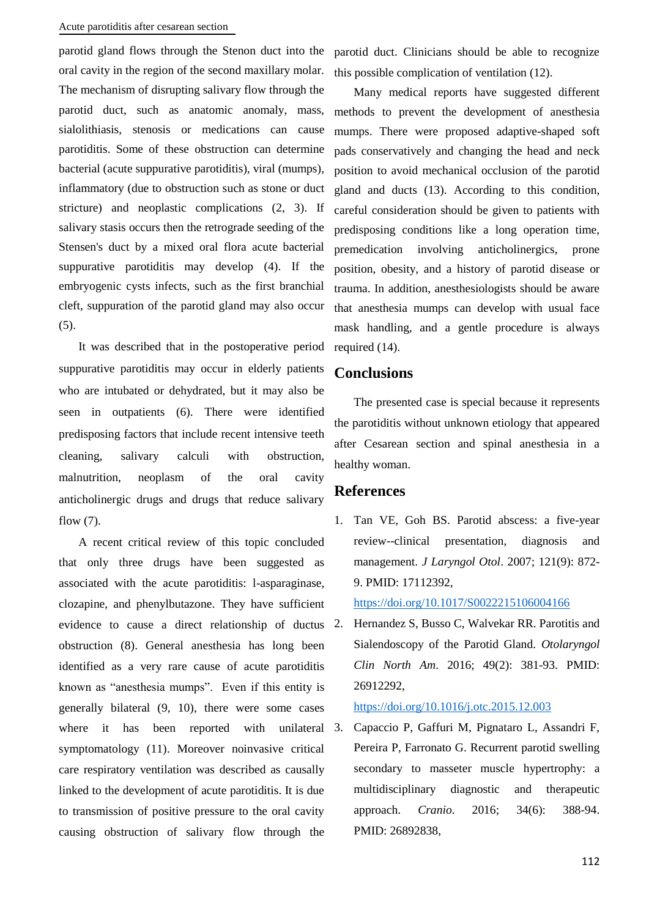parotid gland flows through the Stenon duct into the oral cavity in the region of the second maxillary molar. The mechanism of disrupting salivary flow through the parotid duct, such as anatomic anomaly, mass, sialolithiasis, stenosis or medications can cause parotiditis. Some of these obstruction can determine bacterial (acute suppurative parotiditis), viral (mumps), inflammatory (due to obstruction such as stone or duct stricture) and neoplastic complications (2, 3). If salivary stasis occurs then the retrograde seeding of the Stensen's duct by a mixed oral flora acute bacterial suppurative parotiditis may develop (4). If the embryogenic cysts infects, such as the first branchial cleft, suppuration of the parotid gland may also occur (5).

It was described that in the postoperative period suppurative parotiditis may occur in elderly patients who are intubated or dehydrated, but it may also be seen in outpatients (6). There were identified predisposing factors that include recent intensive teeth cleaning, salivary calculi with obstruction, malnutrition, neoplasm of the oral cavity anticholinergic drugs and drugs that reduce salivary flow (7).

A recent critical review of this topic concluded that only three drugs have been suggested as associated with the acute parotiditis: l-asparaginase, clozapine, and phenylbutazone. They have sufficient evidence to cause a direct relationship of ductus obstruction (8). General anesthesia has long been identified as a very rare cause of acute parotiditis known as "anesthesia mumps". Even if this entity is generally bilateral (9, 10), there were some cases where it has been reported with unilateral symptomatology (11). Moreover noinvasive critical care respiratory ventilation was described as causally linked to the development of acute parotiditis. It is due to transmission of positive pressure to the oral cavity causing obstruction of salivary flow through the parotid duct. Clinicians should be able to recognize this possible complication of ventilation (12).

Many medical reports have suggested different methods to prevent the development of anesthesia mumps. There were proposed adaptive-shaped soft pads conservatively and changing the head and neck position to avoid mechanical occlusion of the parotid gland and ducts (13). According to this condition, careful consideration should be given to patients with predisposing conditions like a long operation time, premedication involving anticholinergics, prone position, obesity, and a history of parotid disease or trauma. In addition, anesthesiologists should be aware that anesthesia mumps can develop with usual face mask handling, and a gentle procedure is always required (14).

## Conclusions

The presented case is special because it represents the parotiditis without unknown etiology that appeared after Cesarean section and spinal anesthesia in a healthy woman.

## References

1. Tan VE, Goh BS. Parotid abscess: a five-year review--clinical presentation, diagnosis and management. *J Laryngol Otol*. 2007; 121(9): 872-9. PMID: 17112392, https://doi.org/10.1017/S0022215106004166
2. Hernandez S, Busso C, Walvekar RR. Parotitis and Sialendoscopy of the Parotid Gland. *Otolaryngol Clin North Am*. 2016; 49(2): 381-93. PMID: 26912292, https://doi.org/10.1016/j.otc.2015.12.003
3. Capaccio P, Gaffuri M, Pignataro L, Assandri F, Pereira P, Farronato G. Recurrent parotid swelling secondary to masseter muscle hypertrophy: a multidisciplinary diagnostic and therapeutic approach. *Cranio*. 2016; 34(6): 388-94. PMID: 26892838,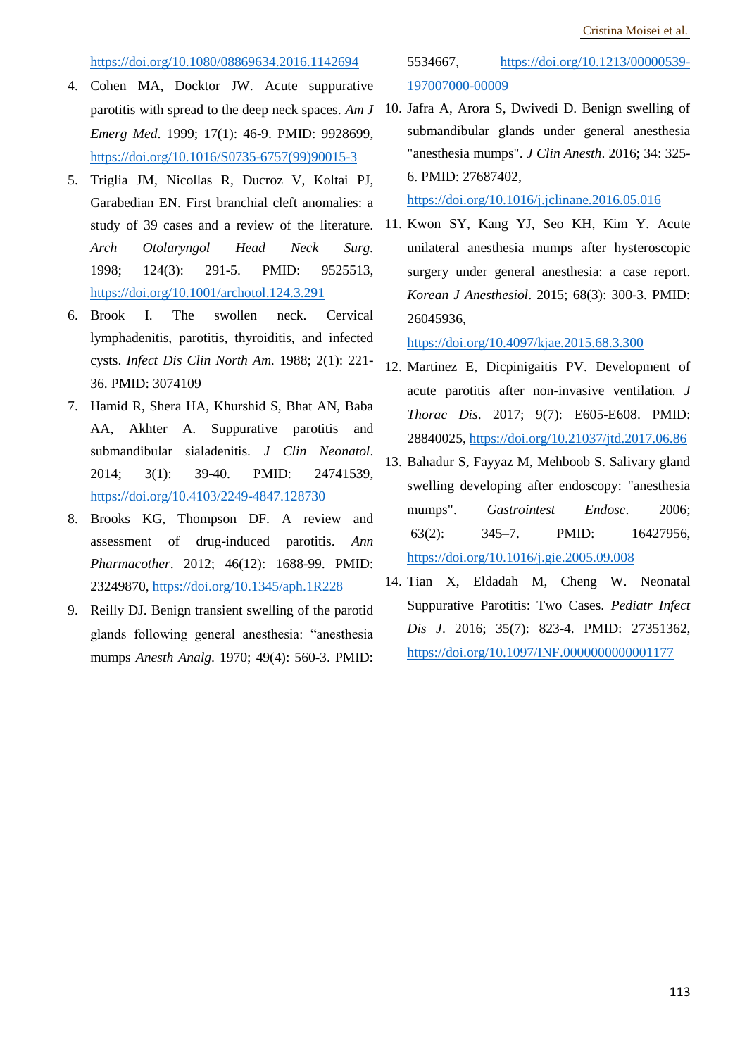https://doi.org/10.1080/08869634.2016.1142694

4. Cohen MA, Docktor JW. Acute suppurative parotitis with spread to the deep neck spaces. *Am J Emerg Med*. 1999; 17(1): 46-9. PMID: 9928699, https://doi.org/10.1016/S0735-6757(99)90015-3
5. Triglia JM, Nicollas R, Ducroz V, Koltai PJ, Garabedian EN. First branchial cleft anomalies: a study of 39 cases and a review of the literature. *Arch Otolaryngol Head Neck Surg*. 1998; 124(3): 291-5. PMID: 9525513, https://doi.org/10.1001/archotol.124.3.291
6. Brook I. The swollen neck. Cervical lymphadenitis, parotitis, thyroiditis, and infected cysts. *Infect Dis Clin North Am*. 1988; 2(1): 221-36. PMID: 3074109
7. Hamid R, Shera HA, Khurshid S, Bhat AN, Baba AA, Akhter A. Suppurative parotitis and submandibular sialadenitis. *J Clin Neonatol*. 2014; 3(1): 39-40. PMID: 24741539, https://doi.org/10.4103/2249-4847.128730
8. Brooks KG, Thompson DF. A review and assessment of drug-induced parotitis. *Ann Pharmacother*. 2012; 46(12): 1688-99. PMID: 23249870, https://doi.org/10.1345/aph.1R228
9. Reilly DJ. Benign transient swelling of the parotid glands following general anesthesia: "anesthesia mumps *Anesth Analg*. 1970; 49(4): 560-3. PMID: 5534667, https://doi.org/10.1213/00000539-197007000-00009
10. Jafra A, Arora S, Dwivedi D. Benign swelling of submandibular glands under general anesthesia "anesthesia mumps". *J Clin Anesth*. 2016; 34: 325-6. PMID: 27687402, https://doi.org/10.1016/j.jclinane.2016.05.016
11. Kwon SY, Kang YJ, Seo KH, Kim Y. Acute unilateral anesthesia mumps after hysteroscopic surgery under general anesthesia: a case report. *Korean J Anesthesiol*. 2015; 68(3): 300-3. PMID: 26045936, https://doi.org/10.4097/kjae.2015.68.3.300
12. Martinez E, Dicpinigaitis PV. Development of acute parotitis after non-invasive ventilation. *J Thorac Dis*. 2017; 9(7): E605-E608. PMID: 28840025, https://doi.org/10.21037/jtd.2017.06.86
13. Bahadur S, Fayyaz M, Mehboob S. Salivary gland swelling developing after endoscopy: "anesthesia mumps". *Gastrointest Endosc*. 2006; 63(2): 345–7. PMID: 16427956, https://doi.org/10.1016/j.gie.2005.09.008
14. Tian X, Eldadah M, Cheng W. Neonatal Suppurative Parotitis: Two Cases. *Pediatr Infect Dis J*. 2016; 35(7): 823-4. PMID: 27351362, https://doi.org/10.1097/INF.0000000000001177